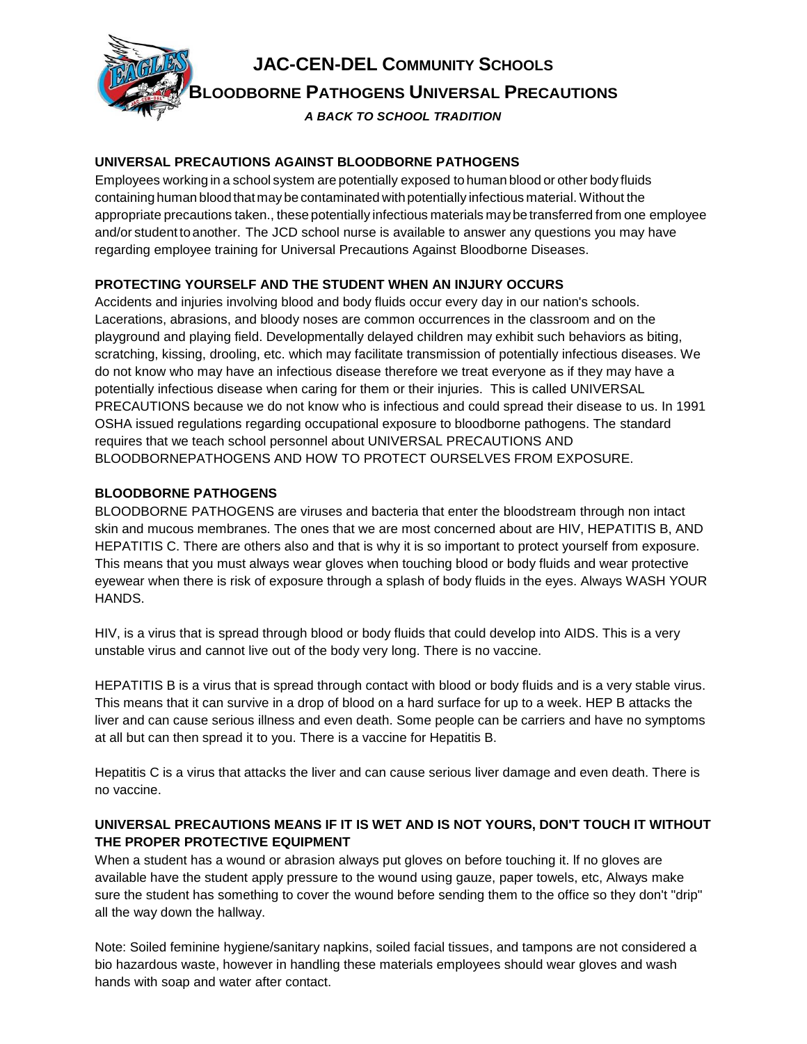# JAC-CEN-DEL COMMUNITY SCHOOLS

## BLOODBORNE PATHOGENS UNIVERSAL PRECAUTIONS

***A BACK TO SCHOOL TRADITION***

### UNIVERSAL PRECAUTIONS AGAINST BLOODBORNE PATHOGENS

Employees working in a school system are potentially exposed to human blood or other body fluids containing human blood that may be contaminated with potentially infectious material. Without the appropriate precautions taken., these potentially infectious materials may be transferred from one employee and/or student to another. The JCD school nurse is available to answer any questions you may have regarding employee training for Universal Precautions Against Bloodborne Diseases.

### PROTECTING YOURSELF AND THE STUDENT WHEN AN INJURY OCCURS

Accidents and injuries involving blood and body fluids occur every day in our nation's schools. Lacerations, abrasions, and bloody noses are common occurrences in the classroom and on the playground and playing field. Developmentally delayed children may exhibit such behaviors as biting, scratching, kissing, drooling, etc. which may facilitate transmission of potentially infectious diseases. We do not know who may have an infectious disease therefore we treat everyone as if they may have a potentially infectious disease when caring for them or their injuries. This is called UNIVERSAL PRECAUTIONS because we do not know who is infectious and could spread their disease to us. In 1991 OSHA issued regulations regarding occupational exposure to bloodborne pathogens. The standard requires that we teach school personnel about UNIVERSAL PRECAUTIONS AND BLOODBORNEPATHOGENS AND HOW TO PROTECT OURSELVES FROM EXPOSURE.

### BLOODBORNE PATHOGENS

BLOODBORNE PATHOGENS are viruses and bacteria that enter the bloodstream through non intact skin and mucous membranes. The ones that we are most concerned about are HIV, HEPATITIS B, AND HEPATITIS C. There are others also and that is why it is so important to protect yourself from exposure. This means that you must always wear gloves when touching blood or body fluids and wear protective eyewear when there is risk of exposure through a splash of body fluids in the eyes. Always WASH YOUR HANDS.

HIV, is a virus that is spread through blood or body fluids that could develop into AIDS. This is a very unstable virus and cannot live out of the body very long. There is no vaccine.

HEPATITIS B is a virus that is spread through contact with blood or body fluids and is a very stable virus. This means that it can survive in a drop of blood on a hard surface for up to a week. HEP B attacks the liver and can cause serious illness and even death. Some people can be carriers and have no symptoms at all but can then spread it to you. There is a vaccine for Hepatitis B.

Hepatitis C is a virus that attacks the liver and can cause serious liver damage and even death. There is no vaccine.

### UNIVERSAL PRECAUTIONS MEANS IF IT IS WET AND IS NOT YOURS, DON'T TOUCH IT WITHOUT THE PROPER PROTECTIVE EQUIPMENT

When a student has a wound or abrasion always put gloves on before touching it. If no gloves are available have the student apply pressure to the wound using gauze, paper towels, etc, Always make sure the student has something to cover the wound before sending them to the office so they don't "drip" all the way down the hallway.

Note: Soiled feminine hygiene/sanitary napkins, soiled facial tissues, and tampons are not considered a bio hazardous waste, however in handling these materials employees should wear gloves and wash hands with soap and water after contact.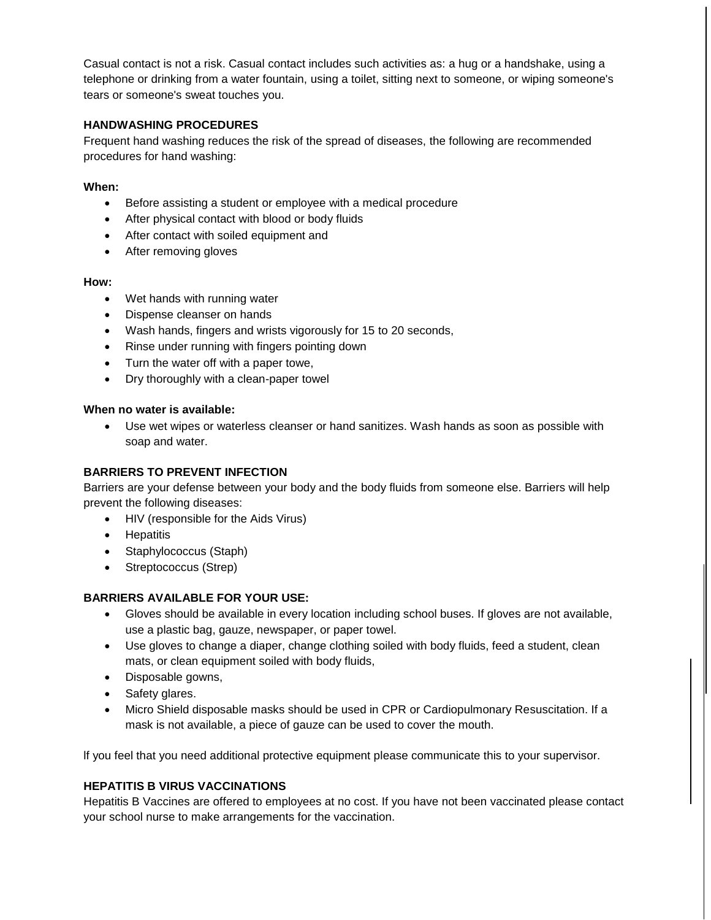Casual contact is not a risk. Casual contact includes such activities as: a hug or a handshake, using a telephone or drinking from a water fountain, using a toilet, sitting next to someone, or wiping someone's tears or someone's sweat touches you.

**HANDWASHING PROCEDURES**

Frequent hand washing reduces the risk of the spread of diseases, the following are recommended procedures for hand washing:

**When:**

- Before assisting a student or employee with a medical procedure
- After physical contact with blood or body fluids
- After contact with soiled equipment and
- After removing gloves

**How:**

- Wet hands with running water
- Dispense cleanser on hands
- Wash hands, fingers and wrists vigorously for 15 to 20 seconds,
- Rinse under running with fingers pointing down
- Turn the water off with a paper towe,
- Dry thoroughly with a clean-paper towel

**When no water is available:**

- Use wet wipes or waterless cleanser or hand sanitizes. Wash hands as soon as possible with soap and water.

**BARRIERS TO PREVENT INFECTION**

Barriers are your defense between your body and the body fluids from someone else. Barriers will help prevent the following diseases:

- HIV (responsible for the Aids Virus)
- Hepatitis
- Staphylococcus (Staph)
- Streptococcus (Strep)

**BARRIERS AVAILABLE FOR YOUR USE:**

- Gloves should be available in every location including school buses. If gloves are not available, use a plastic bag, gauze, newspaper, or paper towel.
- Use gloves to change a diaper, change clothing soiled with body fluids, feed a student, clean mats, or clean equipment soiled with body fluids,
- Disposable gowns,
- Safety glares.
- Micro Shield disposable masks should be used in CPR or Cardiopulmonary Resuscitation. If a mask is not available, a piece of gauze can be used to cover the mouth.

If you feel that you need additional protective equipment please communicate this to your supervisor.

**HEPATITIS B VIRUS VACCINATIONS**

Hepatitis B Vaccines are offered to employees at no cost. If you have not been vaccinated please contact your school nurse to make arrangements for the vaccination.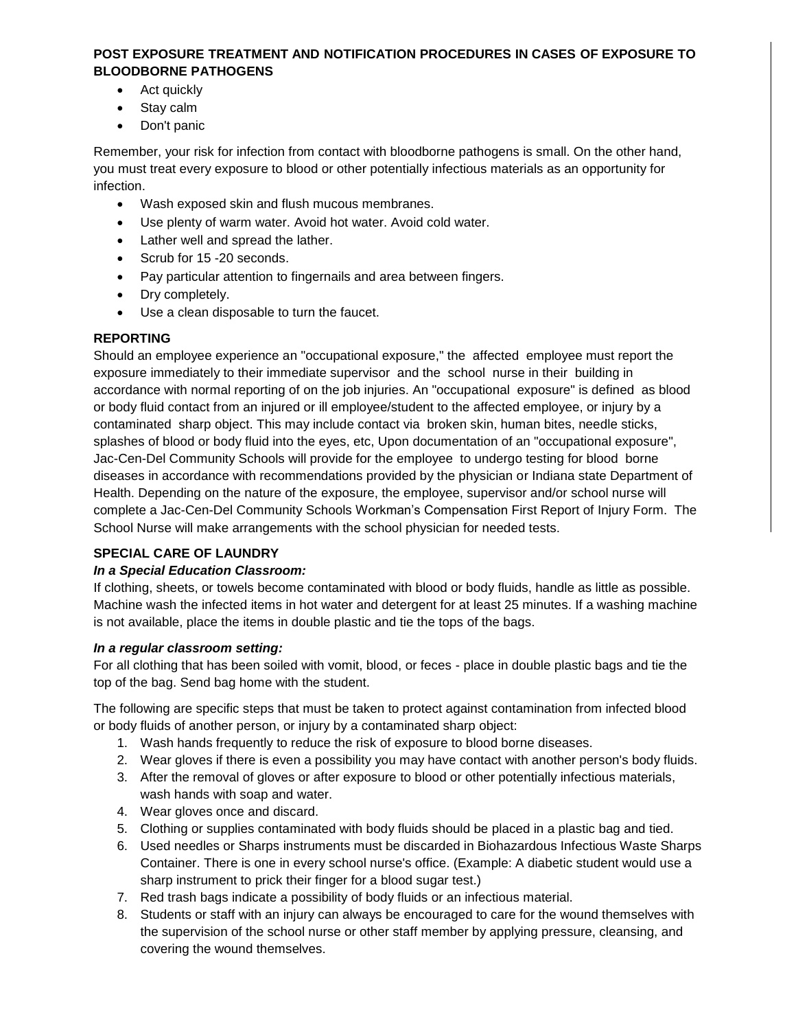**POST EXPOSURE TREATMENT AND NOTIFICATION PROCEDURES IN CASES OF EXPOSURE TO BLOODBORNE PATHOGENS**

- Act quickly
- Stay calm
- Don't panic

Remember, your risk for infection from contact with bloodborne pathogens is small. On the other hand, you must treat every exposure to blood or other potentially infectious materials as an opportunity for infection.

- Wash exposed skin and flush mucous membranes.
- Use plenty of warm water. Avoid hot water. Avoid cold water.
- Lather well and spread the lather.
- Scrub for 15 -20 seconds.
- Pay particular attention to fingernails and area between fingers.
- Dry completely.
- Use a clean disposable to turn the faucet.

**REPORTING**

Should an employee experience an "occupational exposure," the affected employee must report the exposure immediately to their immediate supervisor and the school nurse in their building in accordance with normal reporting of on the job injuries. An "occupational exposure" is defined as blood or body fluid contact from an injured or ill employee/student to the affected employee, or injury by a contaminated sharp object. This may include contact via broken skin, human bites, needle sticks, splashes of blood or body fluid into the eyes, etc, Upon documentation of an "occupational exposure", Jac-Cen-Del Community Schools will provide for the employee to undergo testing for blood borne diseases in accordance with recommendations provided by the physician or Indiana state Department of Health. Depending on the nature of the exposure, the employee, supervisor and/or school nurse will complete a Jac-Cen-Del Community Schools Workman's Compensation First Report of Injury Form. The School Nurse will make arrangements with the school physician for needed tests.

**SPECIAL CARE OF LAUNDRY**

***In a Special Education Classroom:***

If clothing, sheets, or towels become contaminated with blood or body fluids, handle as little as possible. Machine wash the infected items in hot water and detergent for at least 25 minutes. If a washing machine is not available, place the items in double plastic and tie the tops of the bags.

***In a regular classroom setting:***

For all clothing that has been soiled with vomit, blood, or feces - place in double plastic bags and tie the top of the bag. Send bag home with the student.

The following are specific steps that must be taken to protect against contamination from infected blood or body fluids of another person, or injury by a contaminated sharp object:

1. Wash hands frequently to reduce the risk of exposure to blood borne diseases.
2. Wear gloves if there is even a possibility you may have contact with another person's body fluids.
3. After the removal of gloves or after exposure to blood or other potentially infectious materials, wash hands with soap and water.
4. Wear gloves once and discard.
5. Clothing or supplies contaminated with body fluids should be placed in a plastic bag and tied.
6. Used needles or Sharps instruments must be discarded in Biohazardous Infectious Waste Sharps Container. There is one in every school nurse's office. (Example: A diabetic student would use a sharp instrument to prick their finger for a blood sugar test.)
7. Red trash bags indicate a possibility of body fluids or an infectious material.
8. Students or staff with an injury can always be encouraged to care for the wound themselves with the supervision of the school nurse or other staff member by applying pressure, cleansing, and covering the wound themselves.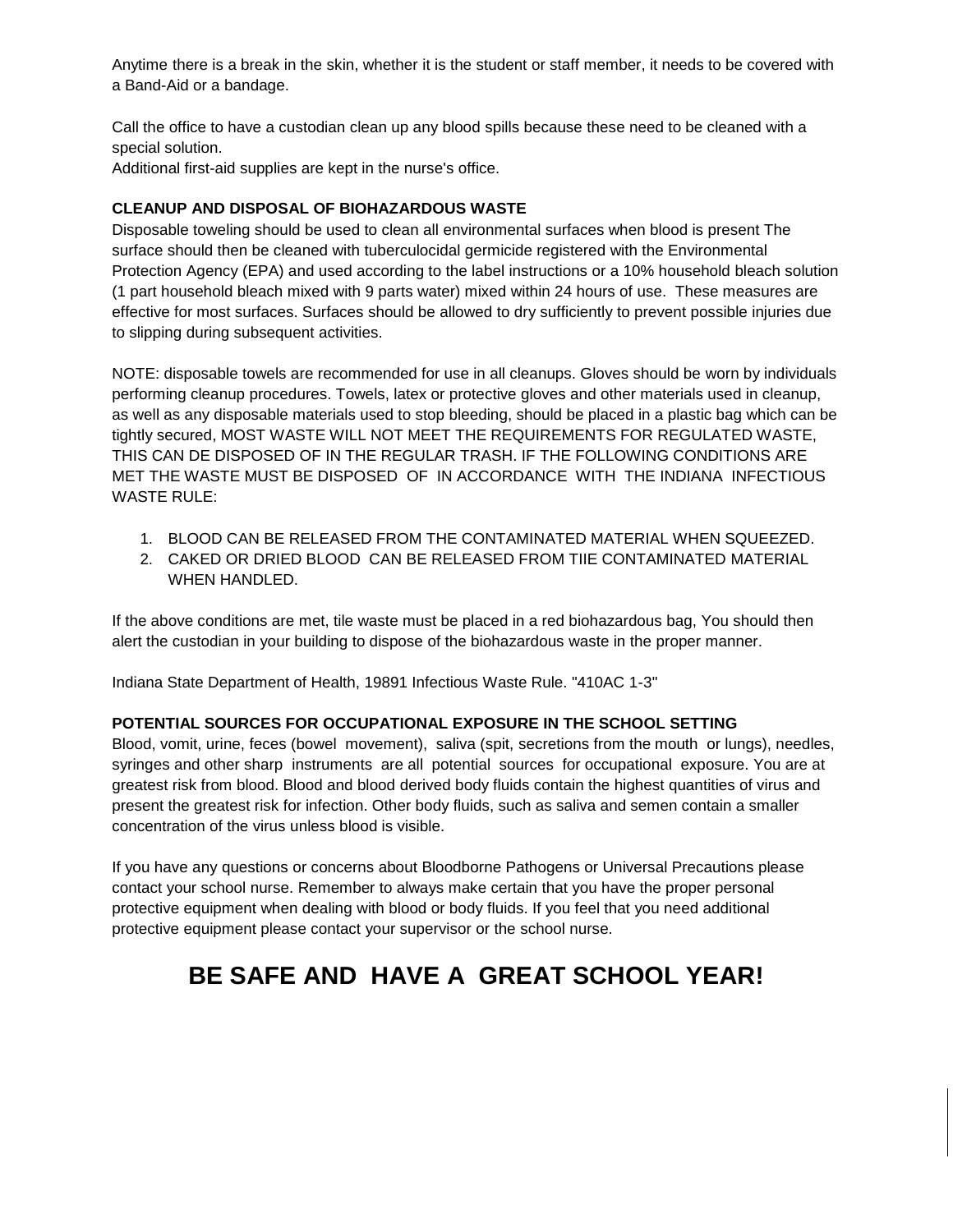Anytime there is a break in the skin, whether it is the student or staff member, it needs to be covered with a Band-Aid or a bandage.

Call the office to have a custodian clean up any blood spills because these need to be cleaned with a special solution.
Additional first-aid supplies are kept in the nurse's office.

**CLEANUP AND DISPOSAL OF BIOHAZARDOUS WASTE**
Disposable toweling should be used to clean all environmental surfaces when blood is present The surface should then be cleaned with tuberculocidal germicide registered with the Environmental Protection Agency (EPA) and used according to the label instructions or a 10% household bleach solution (1 part household bleach mixed with 9 parts water) mixed within 24 hours of use. These measures are effective for most surfaces. Surfaces should be allowed to dry sufficiently to prevent possible injuries due to slipping during subsequent activities.

NOTE: disposable towels are recommended for use in all cleanups. Gloves should be worn by individuals performing cleanup procedures. Towels, latex or protective gloves and other materials used in cleanup, as well as any disposable materials used to stop bleeding, should be placed in a plastic bag which can be tightly secured, MOST WASTE WILL NOT MEET THE REQUIREMENTS FOR REGULATED WASTE, THIS CAN DE DISPOSED OF IN THE REGULAR TRASH. IF THE FOLLOWING CONDITIONS ARE MET THE WASTE MUST BE DISPOSED OF IN ACCORDANCE WITH THE INDIANA INFECTIOUS WASTE RULE:

1. BLOOD CAN BE RELEASED FROM THE CONTAMINATED MATERIAL WHEN SQUEEZED.
2. CAKED OR DRIED BLOOD CAN BE RELEASED FROM TIIE CONTAMINATED MATERIAL WHEN HANDLED.

If the above conditions are met, tile waste must be placed in a red biohazardous bag, You should then alert the custodian in your building to dispose of the biohazardous waste in the proper manner.

Indiana State Department of Health, 19891 Infectious Waste Rule. "410AC 1-3"

**POTENTIAL SOURCES FOR OCCUPATIONAL EXPOSURE IN THE SCHOOL SETTING**
Blood, vomit, urine, feces (bowel movement), saliva (spit, secretions from the mouth or lungs), needles, syringes and other sharp instruments are all potential sources for occupational exposure. You are at greatest risk from blood. Blood and blood derived body fluids contain the highest quantities of virus and present the greatest risk for infection. Other body fluids, such as saliva and semen contain a smaller concentration of the virus unless blood is visible.

If you have any questions or concerns about Bloodborne Pathogens or Universal Precautions please contact your school nurse. Remember to always make certain that you have the proper personal protective equipment when dealing with blood or body fluids. If you feel that you need additional protective equipment please contact your supervisor or the school nurse.

# BE SAFE AND HAVE A GREAT SCHOOL YEAR!